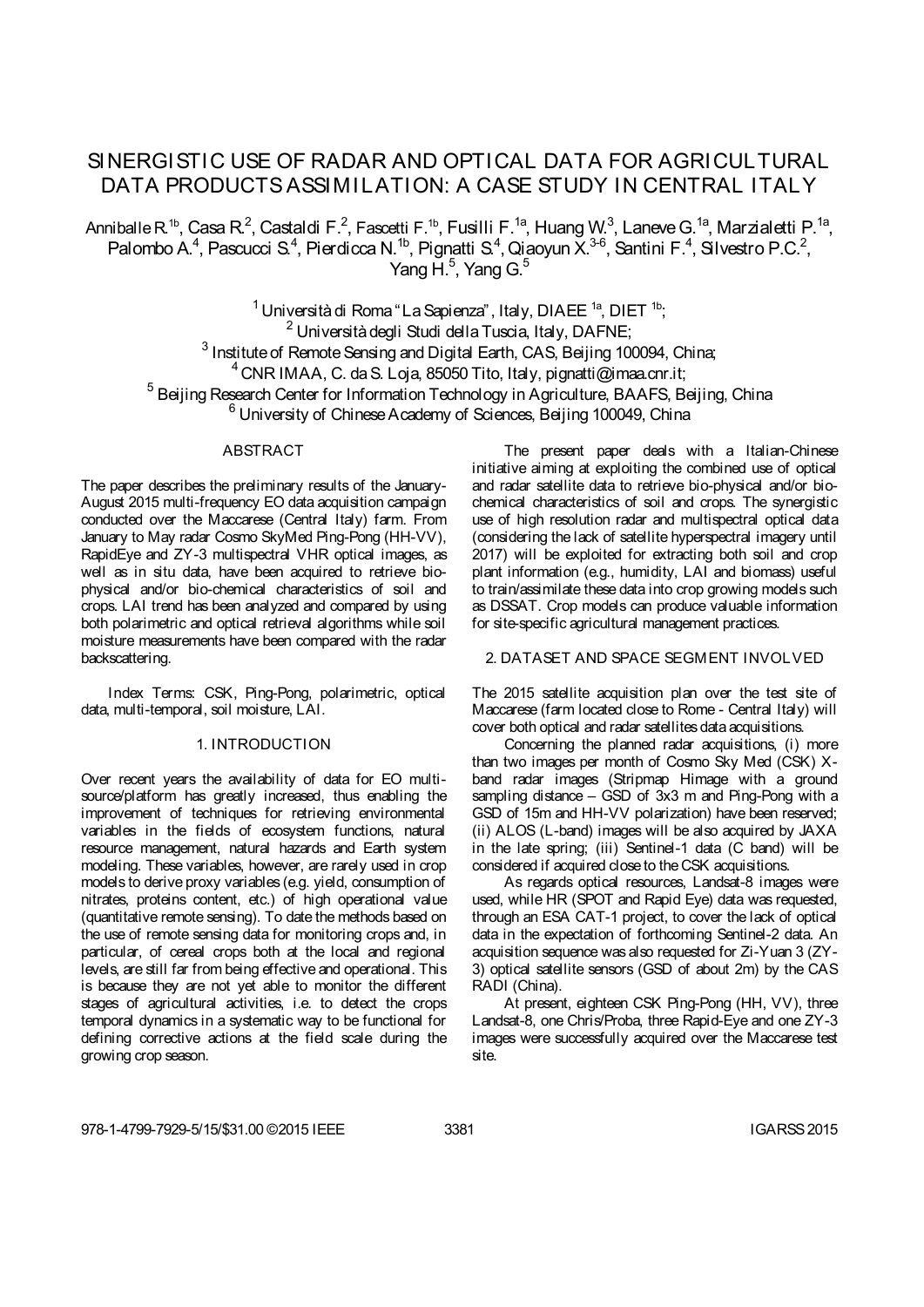# SINERGISTIC USE OF RADAR AND OPTICAL DATA FOR AGRICULTURAL DATA PRODUCTS ASSIMILATION: A CASE STUDY IN CENTRAL ITALY

Anniballe R.[1b], Casa R.[2], Castaldi F.[2], Fascetti F.[1b], Fusilli F.[1a], Huang W.[3], Laneve G.[1a], Marzialetti P.[1a], Palombo A.[4], Pascucci S.[4], Pierdicca N.[1b], Pignatti S.[4], Qiaoyun X.[3-6], Santini F.[4], Silvestro P.C.[2], Yang H.[5], Yang G.[5]

[1] Università di Roma "La Sapienza", Italy, DIAEE [1a], DIET [1b];
[2] Università degli Studi della Tuscia, Italy, DAFNE;
[3] Institute of Remote Sensing and Digital Earth, CAS, Beijing 100094, China;
[4] CNR IMAA, C. da S. Loja, 85050 Tito, Italy, pignatti@imaa.cnr.it;
[5] Beijing Research Center for Information Technology in Agriculture, BAAFS, Beijing, China
[6] University of Chinese Academy of Sciences, Beijing 100049, China

## ABSTRACT

The paper describes the preliminary results of the January-August 2015 multi-frequency EO data acquisition campaign conducted over the Maccarese (Central Italy) farm. From January to May radar Cosmo SkyMed Ping-Pong (HH-VV), RapidEye and ZY-3 multispectral VHR optical images, as well as in situ data, have been acquired to retrieve bio-physical and/or bio-chemical characteristics of soil and crops. LAI trend has been analyzed and compared by using both polarimetric and optical retrieval algorithms while soil moisture measurements have been compared with the radar backscattering.

Index Terms: CSK, Ping-Pong, polarimetric, optical data, multi-temporal, soil moisture, LAI.

## 1. INTRODUCTION

Over recent years the availability of data for EO multi-source/platform has greatly increased, thus enabling the improvement of techniques for retrieving environmental variables in the fields of ecosystem functions, natural resource management, natural hazards and Earth system modeling. These variables, however, are rarely used in crop models to derive proxy variables (e.g. yield, consumption of nitrates, proteins content, etc.) of high operational value (quantitative remote sensing). To date the methods based on the use of remote sensing data for monitoring crops and, in particular, of cereal crops both at the local and regional levels, are still far from being effective and operational. This is because they are not yet able to monitor the different stages of agricultural activities, i.e. to detect the crops temporal dynamics in a systematic way to be functional for defining corrective actions at the field scale during the growing crop season.

The present paper deals with a Italian-Chinese initiative aiming at exploiting the combined use of optical and radar satellite data to retrieve bio-physical and/or bio-chemical characteristics of soil and crops. The synergistic use of high resolution radar and multispectral optical data (considering the lack of satellite hyperspectral imagery until 2017) will be exploited for extracting both soil and crop plant information (e.g., humidity, LAI and biomass) useful to train/assimilate these data into crop growing models such as DSSAT. Crop models can produce valuable information for site-specific agricultural management practices.

## 2. DATASET AND SPACE SEGMENT INVOLVED

The 2015 satellite acquisition plan over the test site of Maccarese (farm located close to Rome - Central Italy) will cover both optical and radar satellites data acquisitions.

Concerning the planned radar acquisitions, (i) more than two images per month of Cosmo Sky Med (CSK) X-band radar images (Stripmap Himage with a ground sampling distance – GSD of 3x3 m and Ping-Pong with a GSD of 15m and HH-VV polarization) have been reserved; (ii) ALOS (L-band) images will be also acquired by JAXA in the late spring; (iii) Sentinel-1 data (C band) will be considered if acquired close to the CSK acquisitions.

As regards optical resources, Landsat-8 images were used, while HR (SPOT and Rapid Eye) data was requested, through an ESA CAT-1 project, to cover the lack of optical data in the expectation of forthcoming Sentinel-2 data. An acquisition sequence was also requested for Zi-Yuan 3 (ZY-3) optical satellite sensors (GSD of about 2m) by the CAS RADI (China).

At present, eighteen CSK Ping-Pong (HH, VV), three Landsat-8, one Chris/Proba, three Rapid-Eye and one ZY-3 images were successfully acquired over the Maccarese test site.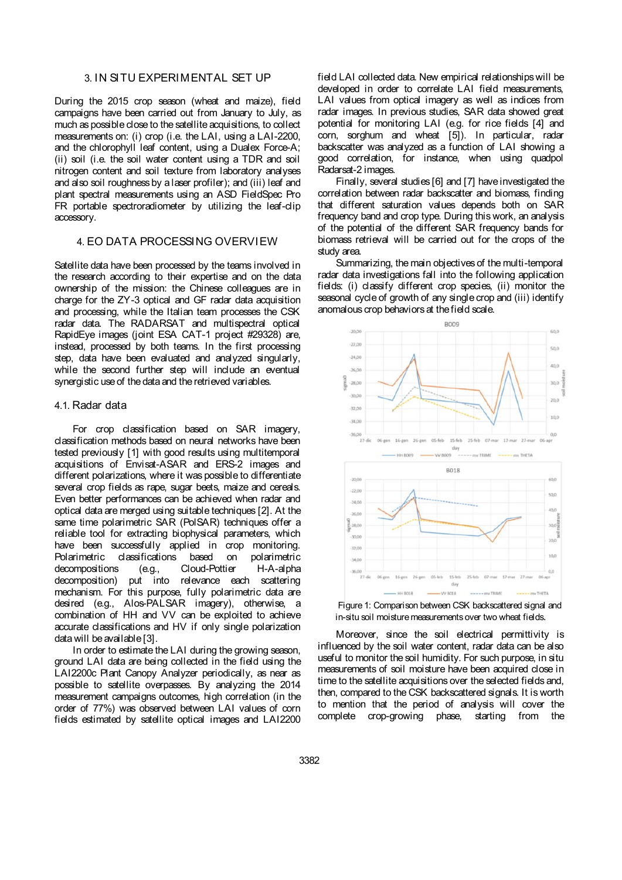## 3. IN SITU EXPERIMENTAL SET UP

During the 2015 crop season (wheat and maize), field campaigns have been carried out from January to July, as much as possible close to the satellite acquisitions, to collect measurements on: (i) crop (i.e. the LAI, using a LAI-2200, and the chlorophyll leaf content, using a Dualex Force-A; (ii) soil (i.e. the soil water content using a TDR and soil nitrogen content and soil texture from laboratory analyses and also soil roughness by a laser profiler); and (iii) leaf and plant spectral measurements using an ASD FieldSpec Pro FR portable spectroradiometer by utilizing the leaf-clip accessory.

## 4. EO DATA PROCESSING OVERVIEW

Satellite data have been processed by the teams involved in the research according to their expertise and on the data ownership of the mission: the Chinese colleagues are in charge for the ZY-3 optical and GF radar data acquisition and processing, while the Italian team processes the CSK radar data. The RADARSAT and multispectral optical RapidEye images (joint ESA CAT-1 project #29328) are, instead, processed by both teams. In the first processing step, data have been evaluated and analyzed singularly, while the second further step will include an eventual synergistic use of the data and the retrieved variables.

### 4.1. Radar data

For crop classification based on SAR imagery, classification methods based on neural networks have been tested previously [1] with good results using multitemporal acquisitions of Envisat-ASAR and ERS-2 images and different polarizations, where it was possible to differentiate several crop fields as rape, sugar beets, maize and cereals. Even better performances can be achieved when radar and optical data are merged using suitable techniques [2]. At the same time polarimetric SAR (PolSAR) techniques offer a reliable tool for extracting biophysical parameters, which have been successfully applied in crop monitoring. Polarimetric classifications based on polarimetric decompositions (e.g., Cloud-Pottier H-A-alpha decomposition) put into relevance each scattering mechanism. For this purpose, fully polarimetric data are desired (e.g., Alos-PALSAR imagery), otherwise, a combination of HH and VV can be exploited to achieve accurate classifications and HV if only single polarization data will be available [3].

In order to estimate the LAI during the growing season, ground LAI data are being collected in the field using the LAI2200c Plant Canopy Analyzer periodically, as near as possible to satellite overpasses. By analyzing the 2014 measurement campaigns outcomes, high correlation (in the order of 77%) was observed between LAI values of corn fields estimated by satellite optical images and LAI2200 field LAI collected data. New empirical relationships will be developed in order to correlate LAI field measurements, LAI values from optical imagery as well as indices from radar images. In previous studies, SAR data showed great potential for monitoring LAI (e.g. for rice fields [4] and corn, sorghum and wheat [5]). In particular, radar backscatter was analyzed as a function of LAI showing a good correlation, for instance, when using quadpol Radarsat-2 images.

Finally, several studies [6] and [7] have investigated the correlation between radar backscatter and biomass, finding that different saturation values depends both on SAR frequency band and crop type. During this work, an analysis of the potential of the different SAR frequency bands for biomass retrieval will be carried out for the crops of the study area.

Summarizing, the main objectives of the multi-temporal radar data investigations fall into the following application fields: (i) classify different crop species, (ii) monitor the seasonal cycle of growth of any single crop and (iii) identify anomalous crop behaviors at the field scale.

Figure 1: Comparison between CSK backscattered signal and in-situ soil moisture measurements over two wheat fields.

Moreover, since the soil electrical permittivity is influenced by the soil water content, radar data can be also useful to monitor the soil humidity. For such purpose, in situ measurements of soil moisture have been acquired close in time to the satellite acquisitions over the selected fields and, then, compared to the CSK backscattered signals. It is worth to mention that the period of analysis will cover the complete crop-growing phase, starting from the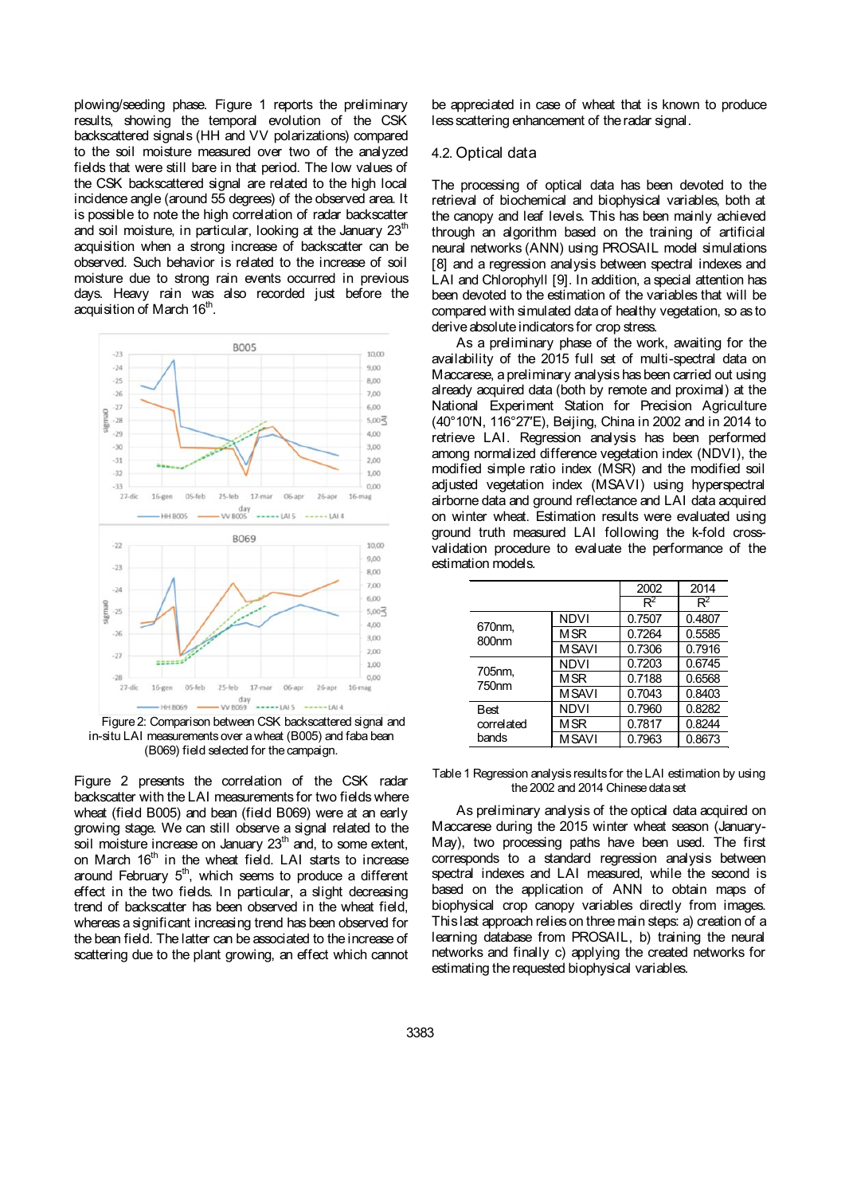plowing/seeding phase. Figure 1 reports the preliminary results, showing the temporal evolution of the CSK backscattered signals (HH and VV polarizations) compared to the soil moisture measured over two of the analyzed fields that were still bare in that period. The low values of the CSK backscattered signal are related to the high local incidence angle (around 55 degrees) of the observed area. It is possible to note the high correlation of radar backscatter and soil moisture, in particular, looking at the January 23rd acquisition when a strong increase of backscatter can be observed. Such behavior is related to the increase of soil moisture due to strong rain events occurred in previous days. Heavy rain was also recorded just before the acquisition of March 16th.

Figure 2: Comparison between CSK backscattered signal and in-situ LAI measurements over a wheat (B005) and faba bean (B069) field selected for the campaign.

Figure 2 presents the correlation of the CSK radar backscatter with the LAI measurements for two fields where wheat (field B005) and bean (field B069) were at an early growing stage. We can still observe a signal related to the soil moisture increase on January 23rd and, to some extent, on March 16th in the wheat field. LAI starts to increase around February 5th, which seems to produce a different effect in the two fields. In particular, a slight decreasing trend of backscatter has been observed in the wheat field, whereas a significant increasing trend has been observed for the bean field. The latter can be associated to the increase of scattering due to the plant growing, an effect which cannot be appreciated in case of wheat that is known to produce less scattering enhancement of the radar signal.

## 4.2. Optical data

The processing of optical data has been devoted to the retrieval of biochemical and biophysical variables, both at the canopy and leaf levels. This has been mainly achieved through an algorithm based on the training of artificial neural networks (ANN) using PROSAIL model simulations [8] and a regression analysis between spectral indexes and LAI and Chlorophyll [9]. In addition, a special attention has been devoted to the estimation of the variables that will be compared with simulated data of healthy vegetation, so as to derive absolute indicators for crop stress.

As a preliminary phase of the work, awaiting for the availability of the 2015 full set of multi-spectral data on Maccarese, a preliminary analysis has been carried out using already acquired data (both by remote and proximal) at the National Experiment Station for Precision Agriculture (40°10′N, 116°27′E), Beijing, China in 2002 and in 2014 to retrieve LAI. Regression analysis has been performed among normalized difference vegetation index (NDVI), the modified simple ratio index (MSR) and the modified soil adjusted vegetation index (MSAVI) using hyperspectral airborne data and ground reflectance and LAI data acquired on winter wheat. Estimation results were evaluated using ground truth measured LAI following the k-fold cross-validation procedure to evaluate the performance of the estimation models.

| | | 2002 | 2014 |
|---|---|---|---|
| | | $R^2$ | $R^2$ |
| 670nm, 800nm | NDVI | 0.7507 | 0.4807 |
| | MSR | 0.7264 | 0.5585 |
| | MSAVI | 0.7306 | 0.7916 |
| 705nm, 750nm | NDVI | 0.7203 | 0.6745 |
| | MSR | 0.7188 | 0.6568 |
| | MSAVI | 0.7043 | 0.8403 |
| Best correlated bands | NDVI | 0.7960 | 0.8282 |
| | MSR | 0.7817 | 0.8244 |
| | MSAVI | 0.7963 | 0.8673 |

Table 1 Regression analysis results for the LAI estimation by using the 2002 and 2014 Chinese data set

As preliminary analysis of the optical data acquired on Maccarese during the 2015 winter wheat season (January-May), two processing paths have been used. The first corresponds to a standard regression analysis between spectral indexes and LAI measured, while the second is based on the application of ANN to obtain maps of biophysical crop canopy variables directly from images. This last approach relies on three main steps: a) creation of a learning database from PROSAIL, b) training the neural networks and finally c) applying the created networks for estimating the requested biophysical variables.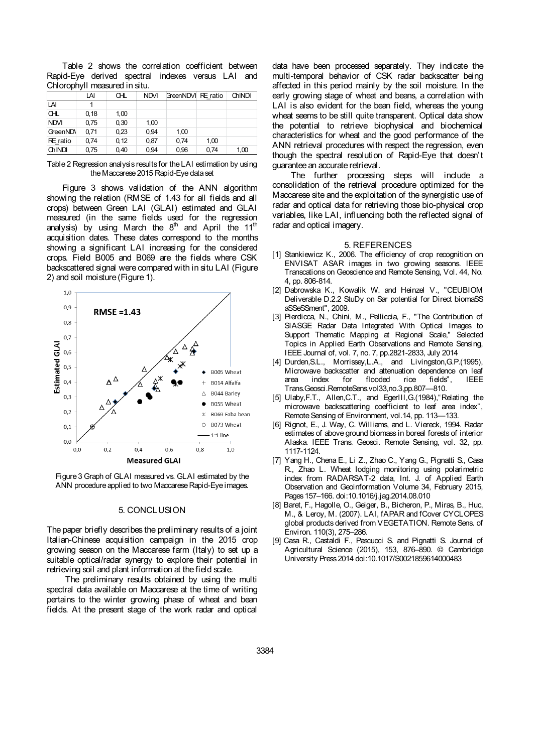Table 2 shows the correlation coefficient between Rapid-Eye derived spectral indexes versus LAI and Chlorophyll measured in situ.

| | LAI | CHL | NDVI | GreenNDVI | RE_ratio | ChlNDI |
|---|---|---|---|---|---|---|
| LAI | 1 | | | | | |
| CHL | 0,18 | 1,00 | | | | |
| NDVI | 0,75 | 0,30 | 1,00 | | | |
| GreenNDVI | 0,71 | 0,23 | 0,94 | 1,00 | | |
| RE_ratio | 0,74 | 0,12 | 0,87 | 0,74 | 1,00 | |
| ChlNDI | 0,75 | 0,40 | 0,94 | 0,96 | 0,74 | 1,00 |

Table 2 Regression analysis results for the LAI estimation by using the Maccarese 2015 Rapid-Eye data set

Figure 3 shows validation of the ANN algorithm showing the relation (RMSE of 1.43 for all fields and all crops) between Green LAI (GLAI) estimated and GLAI measured (in the same fields used for the regression analysis) by using March the 8th and April the 11th acquisition dates. These dates correspond to the months showing a significant LAI increasing for the considered crops. Field B005 and B069 are the fields where CSK backscattered signal were compared with in situ LAI (Figure 2) and soil moisture (Figure 1).

RMSE =1.43

Estimated GLAI

Measured GLAI

1,0
0,9
0,8
0,7
0,6
0,5
0,4
0,3
0,2
0,1
0,0

0,0 0,2 0,4 0,6 0,8 1,0

B005 Wheat
B014 Alfalfa
B044 Barley
B055 Wheat
B069 Faba bean
B073 Wheat
1:1 line

Figure 3 Graph of GLAI measured vs. GLAI estimated by the ANN procedure applied to two Maccarese Rapid-Eye images.

## 5. CONCLUSION

The paper briefly describes the preliminary results of a joint Italian-Chinese acquisition campaign in the 2015 crop growing season on the Maccarese farm (Italy) to set up a suitable optical/radar synergy to explore their potential in retrieving soil and plant information at the field scale.

The preliminary results obtained by using the multi spectral data available on Maccarese at the time of writing pertains to the winter growing phase of wheat and bean fields. At the present stage of the work radar and optical data have been processed separately. They indicate the multi-temporal behavior of CSK radar backscatter being affected in this period mainly by the soil moisture. In the early growing stage of wheat and beans, a correlation with LAI is also evident for the bean field, whereas the young wheat seems to be still quite transparent. Optical data show the potential to retrieve biophysical and biochemical characteristics for wheat and the good performance of the ANN retrieval procedures with respect the regression, even though the spectral resolution of Rapid-Eye that doesn't guarantee an accurate retrieval.

The further processing steps will include a consolidation of the retrieval procedure optimized for the Maccarese site and the exploitation of the synergic use of radar and optical data for retrieving those bio-physical crop variables, like LAI, influencing both the reflected signal of radar and optical imagery.

## 5. REFERENCES

[1] Stankiewicz K., 2006. The efficiency of crop recognition on ENVISAT ASAR images in two growing seasons. IEEE Transcations on Geoscience and Remote Sensing, Vol. 44, No. 4, pp. 806-814.

[2] Dabrowska K., Kowalik W. and Heinzel V., "CEUBIOM Deliverable D.2.2 StuDy on Sar potential for Direct biomaSS aSSeSSment", 2009.

[3] Pierdicca, N., Chini, M., Pelliccia, F., "The Contribution of SIASGE Radar Data Integrated With Optical Images to Support Thematic Mapping at Regional Scale," Selected Topics in Applied Earth Observations and Remote Sensing, IEEE Journal of, vol. 7, no. 7, pp.2821-2833, July 2014

[4] Durden,S.L., Morrissey,L.A., and Livingston,G.P.(1995), Microwave backscatter and attenuation dependence on leaf area index for flooded rice fields", IEEE Trans.Geosci.RemoteSens.vol33,no.3,pp.807—810.

[5] Ulaby,F.T., Allen,C.T., and EgerIII,G.(1984),"Relating the microwave backscattering coefficient to leaf area index", Remote Sensing of Environment, vol.14, pp. 113—133.

[6] Rignot, E., J. Way, C. Williams, and L. Viereck, 1994. Radar estimates of above ground biomass in boreal forests of interior Alaska. IEEE Trans. Geosci. Remote Sensing, vol. 32, pp. 1117-1124.

[7] Yang H., Chena E., Li Z., Zhao C., Yang G., Pignatti S., Casa R., Zhao L. Wheat lodging monitoring using polarimetric index from RADARSAT-2 data, Int. J. of Applied Earth Observation and Geoinformation Volume 34, February 2015, Pages 157–166. doi:10.1016/j.jag.2014.08.010

[8] Baret, F., Hagolle, O., Geiger, B., Bicheron, P., Miras, B., Huc, M., & Leroy, M. (2007). LAI, fAPAR and fCover CYCLOPES global products derived from VEGETATION. Remote Sens. of Environ. 110(3), 275–286.

[9] Casa R., Castaldi F., Pascucci S. and Pignatti S. Journal of Agricultural Science (2015), 153, 876–890. © Cambridge University Press 2014 doi:10.1017/S0021859614000483